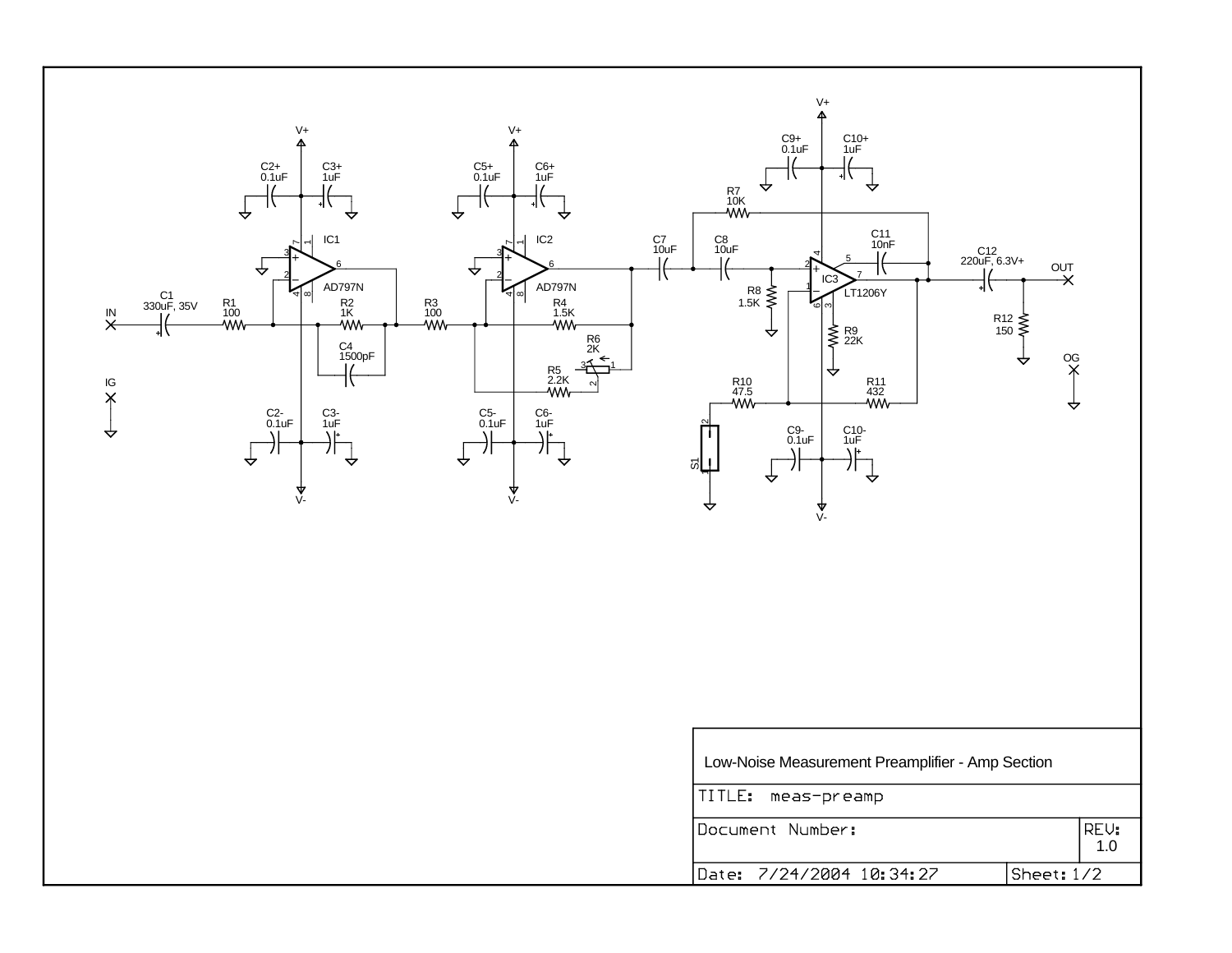V+

C2+
0.1uF

C3+
1uF

IC1

AD797N

V+

C5+
0.1uF

C6+
1uF

IC2

AD797N

V+

C9+
0.1uF

C10+
1uF

R7
10K

C7
10uF

C8
10uF

C11
10nF

C12
220uF, 6.3V+

OUT

IC3

LT1206Y

R8
1.5K

R9
22K

R12
150

OG

IN

C1
330uF, 35V

R1
100

R2
1K

C4
1500pF

R3
100

R4
1.5K

R6
2K

R5
2.2K

IG

R10
47.5

R11
432

S1

C2-
0.1uF

C3-
1uF

C5-
0.1uF

C6-
1uF

C9-
0.1uF

C10-
1uF

V-

V-

V-

Low-Noise Measurement Preamplifier - Amp Section

TITLE: meas-preamp

Document Number:

REV:
1.0

Date: 7/24/2004 10:34:27

Sheet: 1/2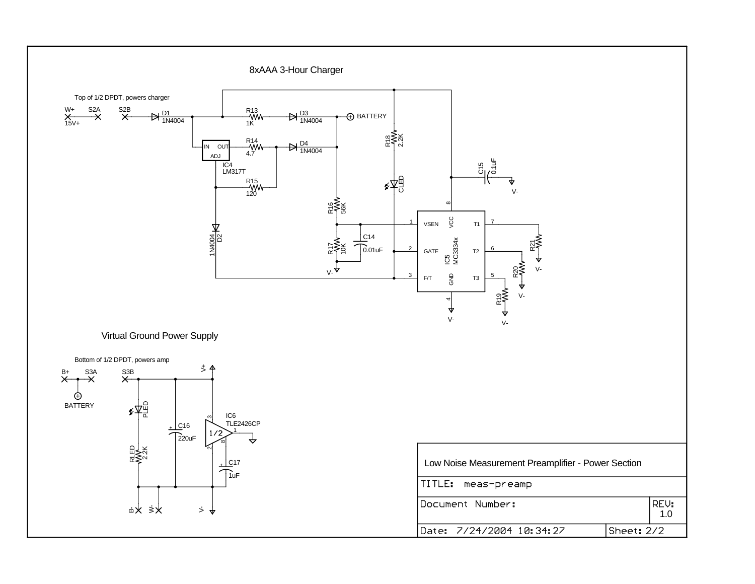## 8xAAA 3-Hour Charger

Top of 1/2 DPDT, powers charger

W+
15V+
S2A
S2B
D1
1N4004
R13
1K
D3
1N4004
BATTERY
R14
4.7
D4
1N4004
IN
OUT
ADJ
IC4
LM317T
R15
120
R18
2.2K
CLED
C15
0.1uF
V-
R16
56K
R17
10K
C14
0.01uF
V-
1N4004
D2
1
VSEN
2
GATE
3
F/T
8
VCC
IC5
MC3334x
GND
4
V-
7
T1
6
T2
5
T3
R21
V-
R20
V-
R19
V-

## Virtual Ground Power Supply

Bottom of 1/2 DPDT, powers amp

B+
S3A
S3B
BATTERY
PLED
RLED
2.2K
C16
220uF
V+
IC6
TLE2426CP
1/2
3
1
8
2
C17
1uF
B-
W-
V-

Low Noise Measurement Preamplifier - Power Section

TITLE: meas-preamp

Document Number:

REV: 1.0

Date: 7/24/2004 10:34:27

Sheet: 2/2